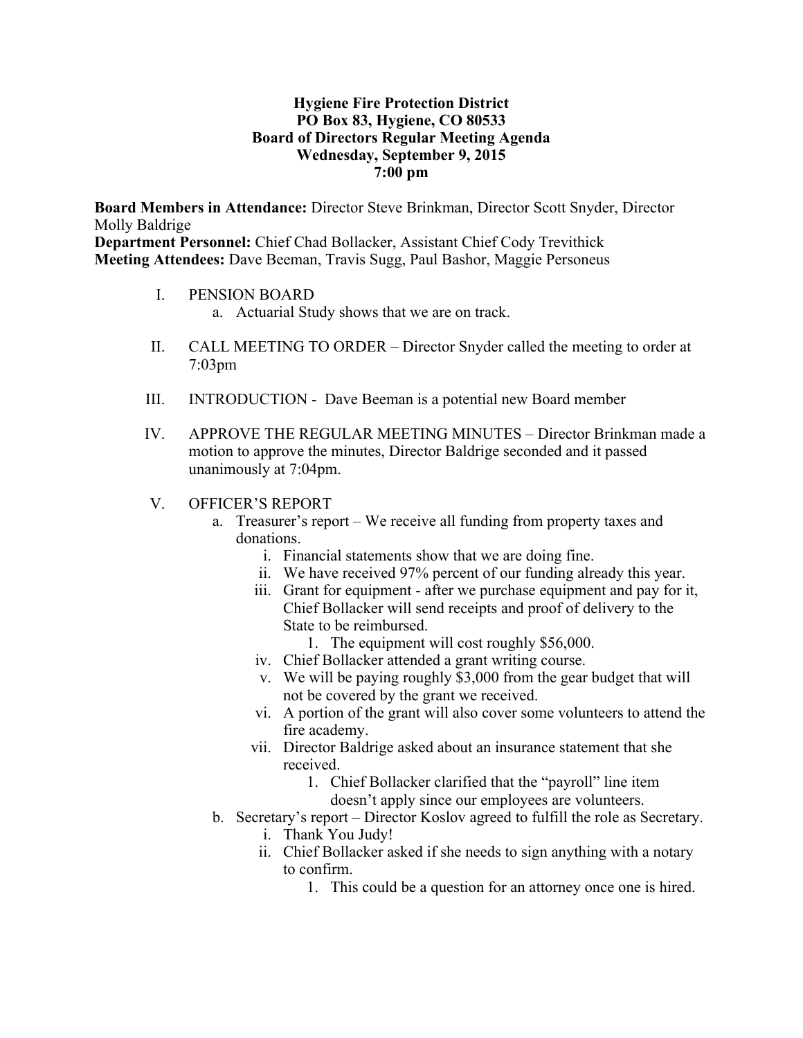**Hygiene Fire Protection District**
**PO Box 83, Hygiene, CO 80533**
**Board of Directors Regular Meeting Agenda**
**Wednesday, September 9, 2015**
**7:00 pm**

**Board Members in Attendance:** Director Steve Brinkman, Director Scott Snyder, Director Molly Baldrige
**Department Personnel:** Chief Chad Bollacker, Assistant Chief Cody Trevithick
**Meeting Attendees:** Dave Beeman, Travis Sugg, Paul Bashor, Maggie Personeus

I. PENSION BOARD
   a. Actuarial Study shows that we are on track.

II. CALL MEETING TO ORDER – Director Snyder called the meeting to order at 7:03pm

III. INTRODUCTION - Dave Beeman is a potential new Board member

IV. APPROVE THE REGULAR MEETING MINUTES – Director Brinkman made a motion to approve the minutes, Director Baldrige seconded and it passed unanimously at 7:04pm.

V. OFFICER'S REPORT
   a. Treasurer's report – We receive all funding from property taxes and donations.
      i. Financial statements show that we are doing fine.
      ii. We have received 97% percent of our funding already this year.
      iii. Grant for equipment - after we purchase equipment and pay for it, Chief Bollacker will send receipts and proof of delivery to the State to be reimbursed.
         1. The equipment will cost roughly $56,000.
      iv. Chief Bollacker attended a grant writing course.
      v. We will be paying roughly $3,000 from the gear budget that will not be covered by the grant we received.
      vi. A portion of the grant will also cover some volunteers to attend the fire academy.
      vii. Director Baldrige asked about an insurance statement that she received.
         1. Chief Bollacker clarified that the "payroll" line item doesn't apply since our employees are volunteers.
   b. Secretary's report – Director Koslov agreed to fulfill the role as Secretary.
      i. Thank You Judy!
      ii. Chief Bollacker asked if she needs to sign anything with a notary to confirm.
         1. This could be a question for an attorney once one is hired.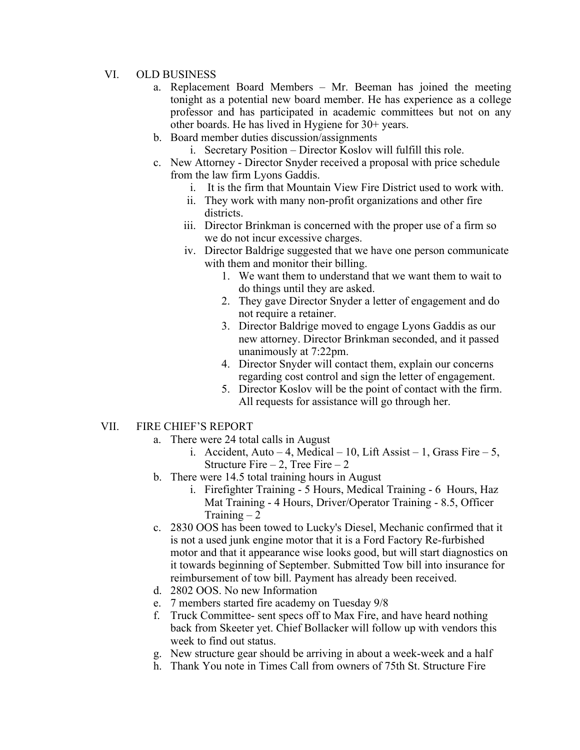VI. OLD BUSINESS

a. Replacement Board Members – Mr. Beeman has joined the meeting tonight as a potential new board member. He has experience as a college professor and has participated in academic committees but not on any other boards. He has lived in Hygiene for 30+ years.

b. Board member duties discussion/assignments

  i. Secretary Position – Director Koslov will fulfill this role.

c. New Attorney - Director Snyder received a proposal with price schedule from the law firm Lyons Gaddis.

  i. It is the firm that Mountain View Fire District used to work with.

  ii. They work with many non-profit organizations and other fire districts.

  iii. Director Brinkman is concerned with the proper use of a firm so we do not incur excessive charges.

  iv. Director Baldrige suggested that we have one person communicate with them and monitor their billing.

    1. We want them to understand that we want them to wait to do things until they are asked.
    2. They gave Director Snyder a letter of engagement and do not require a retainer.
    3. Director Baldrige moved to engage Lyons Gaddis as our new attorney. Director Brinkman seconded, and it passed unanimously at 7:22pm.
    4. Director Snyder will contact them, explain our concerns regarding cost control and sign the letter of engagement.
    5. Director Koslov will be the point of contact with the firm. All requests for assistance will go through her.

VII. FIRE CHIEF'S REPORT

a. There were 24 total calls in August

  i. Accident, Auto – 4, Medical – 10, Lift Assist – 1, Grass Fire – 5, Structure Fire – 2, Tree Fire – 2

b. There were 14.5 total training hours in August

  i. Firefighter Training - 5 Hours, Medical Training - 6 Hours, Haz Mat Training - 4 Hours, Driver/Operator Training - 8.5, Officer Training – 2

c. 2830 OOS has been towed to Lucky's Diesel, Mechanic confirmed that it is not a used junk engine motor that it is a Ford Factory Re-furbished motor and that it appearance wise looks good, but will start diagnostics on it towards beginning of September. Submitted Tow bill into insurance for reimbursement of tow bill. Payment has already been received.

d. 2802 OOS. No new Information

e. 7 members started fire academy on Tuesday 9/8

f. Truck Committee- sent specs off to Max Fire, and have heard nothing back from Skeeter yet. Chief Bollacker will follow up with vendors this week to find out status.

g. New structure gear should be arriving in about a week-week and a half

h. Thank You note in Times Call from owners of 75th St. Structure Fire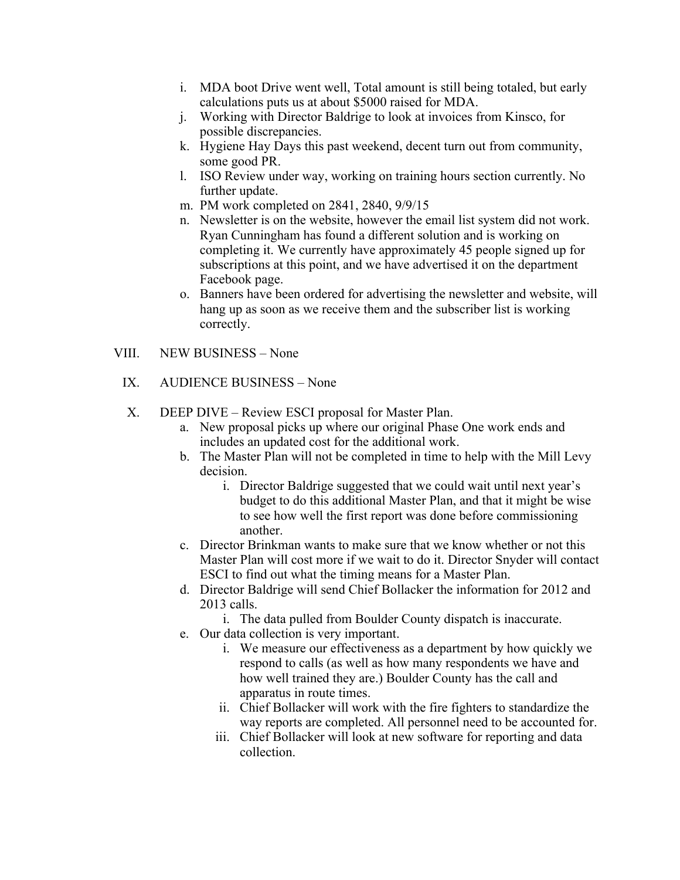i. MDA boot Drive went well, Total amount is still being totaled, but early calculations puts us at about $5000 raised for MDA.

j. Working with Director Baldrige to look at invoices from Kinsco, for possible discrepancies.

k. Hygiene Hay Days this past weekend, decent turn out from community, some good PR.

l. ISO Review under way, working on training hours section currently. No further update.

m. PM work completed on 2841, 2840, 9/9/15

n. Newsletter is on the website, however the email list system did not work. Ryan Cunningham has found a different solution and is working on completing it. We currently have approximately 45 people signed up for subscriptions at this point, and we have advertised it on the department Facebook page.

o. Banners have been ordered for advertising the newsletter and website, will hang up as soon as we receive them and the subscriber list is working correctly.

VIII. NEW BUSINESS – None

IX. AUDIENCE BUSINESS – None

X. DEEP DIVE – Review ESCI proposal for Master Plan.

a. New proposal picks up where our original Phase One work ends and includes an updated cost for the additional work.

b. The Master Plan will not be completed in time to help with the Mill Levy decision.

   i. Director Baldrige suggested that we could wait until next year's budget to do this additional Master Plan, and that it might be wise to see how well the first report was done before commissioning another.

c. Director Brinkman wants to make sure that we know whether or not this Master Plan will cost more if we wait to do it. Director Snyder will contact ESCI to find out what the timing means for a Master Plan.

d. Director Baldrige will send Chief Bollacker the information for 2012 and 2013 calls.

   i. The data pulled from Boulder County dispatch is inaccurate.

e. Our data collection is very important.

   i. We measure our effectiveness as a department by how quickly we respond to calls (as well as how many respondents we have and how well trained they are.) Boulder County has the call and apparatus in route times.

   ii. Chief Bollacker will work with the fire fighters to standardize the way reports are completed. All personnel need to be accounted for.

   iii. Chief Bollacker will look at new software for reporting and data collection.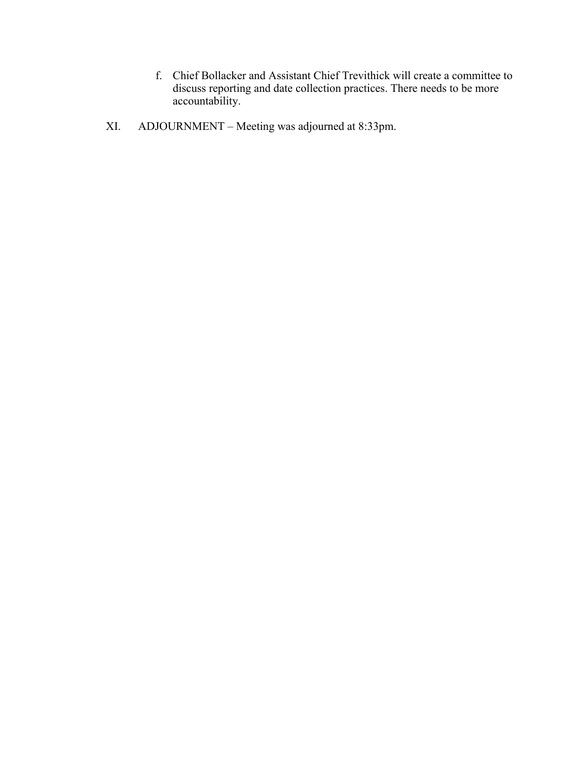f. Chief Bollacker and Assistant Chief Trevithick will create a committee to discuss reporting and date collection practices. There needs to be more accountability.

XI. ADJOURNMENT – Meeting was adjourned at 8:33pm.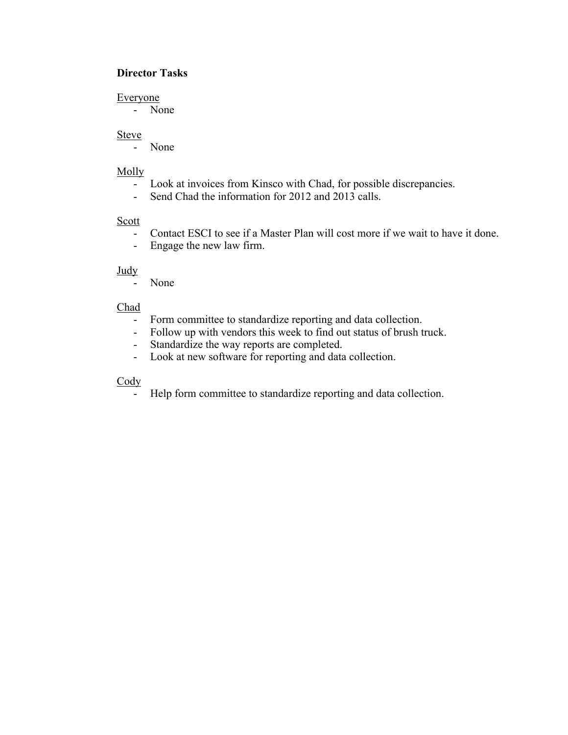**Director Tasks**

Everyone

- None

Steve

- None

Molly

- Look at invoices from Kinsco with Chad, for possible discrepancies.
- Send Chad the information for 2012 and 2013 calls.

Scott

- Contact ESCI to see if a Master Plan will cost more if we wait to have it done.
- Engage the new law firm.

Judy

- None

Chad

- Form committee to standardize reporting and data collection.
- Follow up with vendors this week to find out status of brush truck.
- Standardize the way reports are completed.
- Look at new software for reporting and data collection.

Cody

- Help form committee to standardize reporting and data collection.